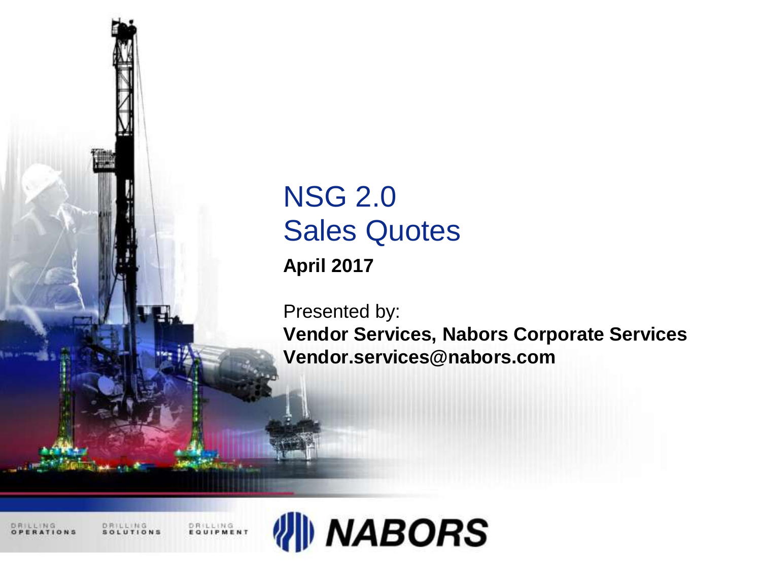# NSG 2.0
# Sales Quotes

**April 2017**

Presented by:
**Vendor Services, Nabors Corporate Services**
**Vendor.services@nabors.com**

DRILLING OPERATIONS DRILLING SOLUTIONS DRILLING EQUIPMENT NABORS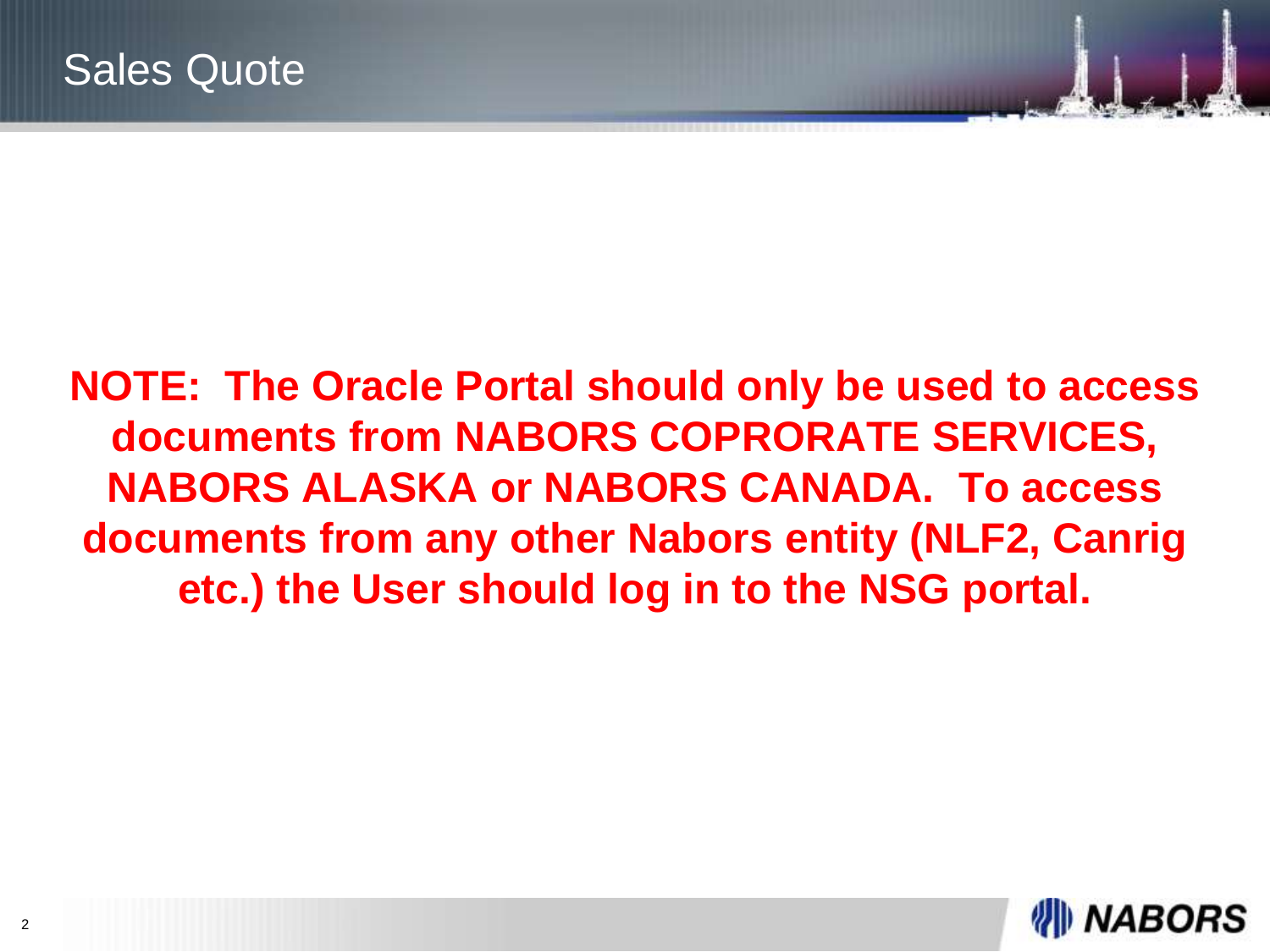# Sales Quote

**NOTE: The Oracle Portal should only be used to access documents from NABORS COPRORATE SERVICES, NABORS ALASKA or NABORS CANADA. To access documents from any other Nabors entity (NLF2, Canrig etc.) the User should log in to the NSG portal.**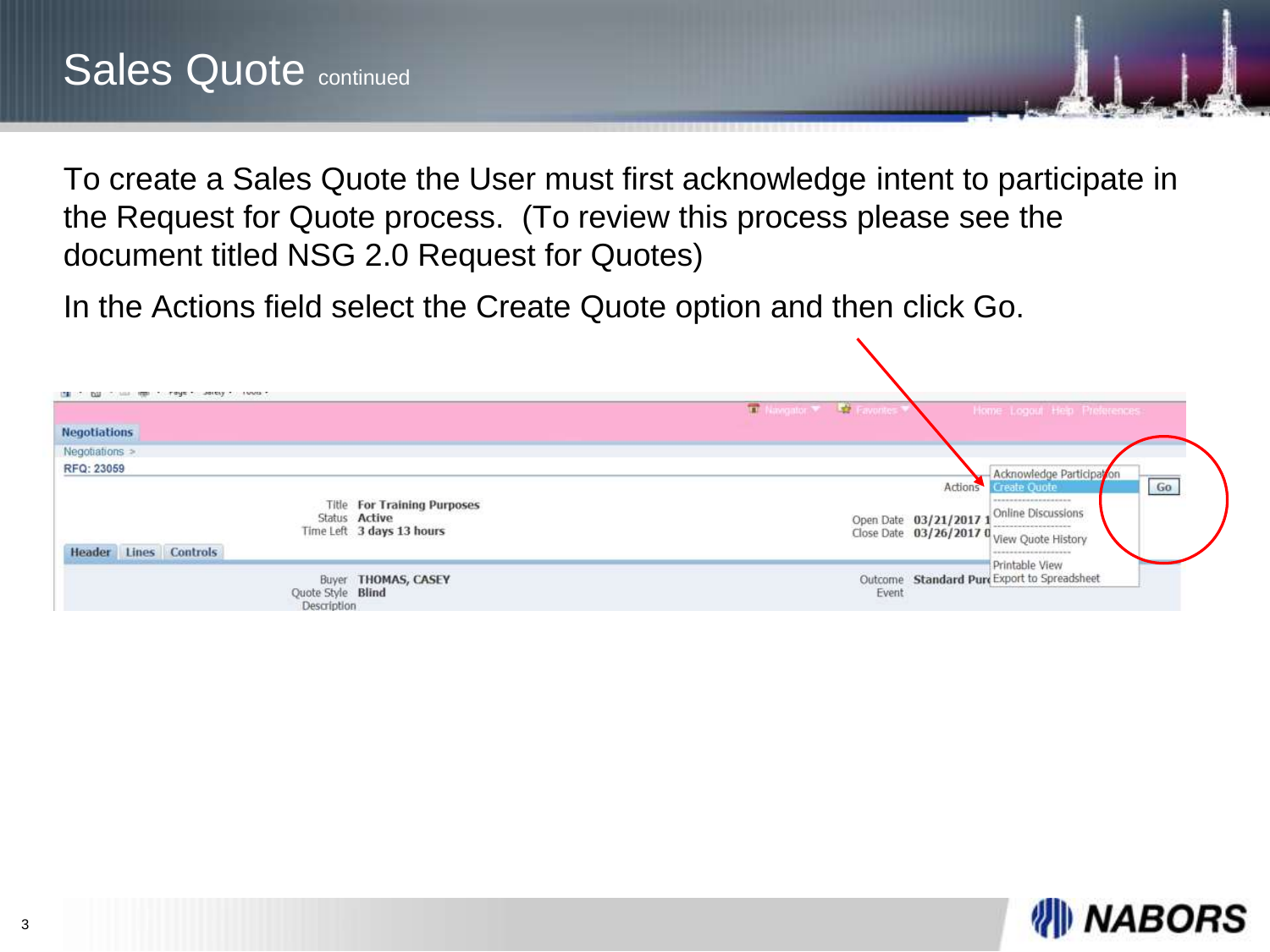# Sales Quote continued

To create a Sales Quote the User must first acknowledge intent to participate in the Request for Quote process. (To review this process please see the document titled NSG 2.0 Request for Quotes)

In the Actions field select the Create Quote option and then click Go.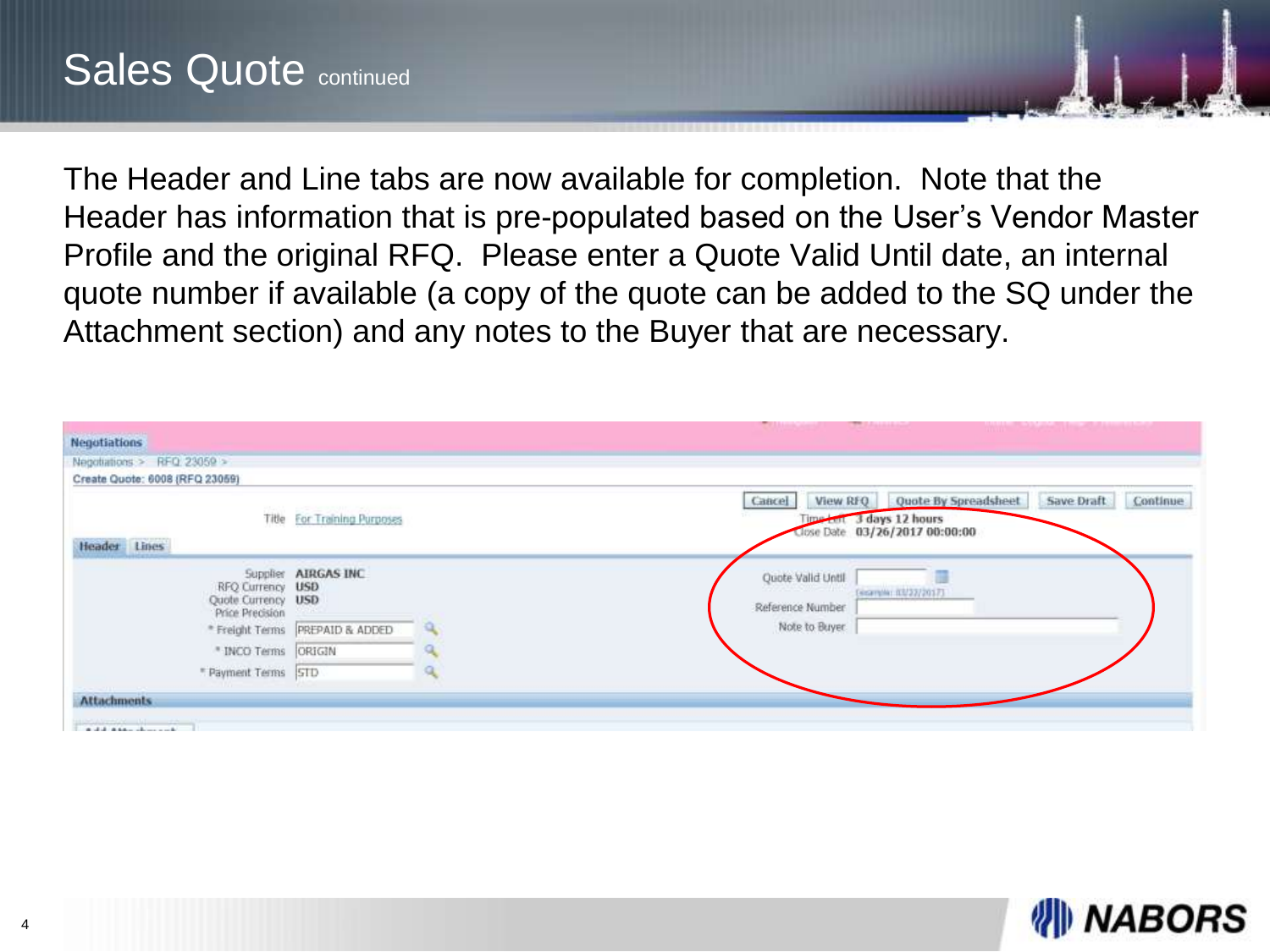# Sales Quote continued

The Header and Line tabs are now available for completion. Note that the Header has information that is pre-populated based on the User's Vendor Master Profile and the original RFQ. Please enter a Quote Valid Until date, an internal quote number if available (a copy of the quote can be added to the SQ under the Attachment section) and any notes to the Buyer that are necessary.

**Negotiations**

Negotiations > RFQ 23059 >

Create Quote: 6008 (RFQ 23059)

Cancel | View RFQ | Quote By Spreadsheet | Save Draft | Continue

Title: For Training Purposes

Time Left: 3 days 12 hours

Close Date: 03/26/2017 00:00:00

**Header** | **Lines**

Supplier: AIRGAS INC

RFQ Currency: USD

Quote Currency: USD

Price Precision

\* Freight Terms: PREPAID & ADDED

\* INCO Terms: ORIGIN

\* Payment Terms: STD

Quote Valid Until: (example: 03/22/2017)

Reference Number

Note to Buyer

**Attachments**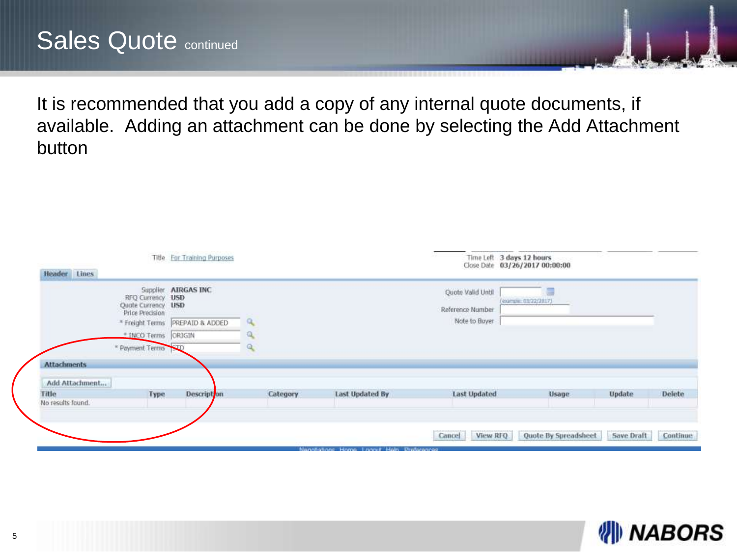# Sales Quote continued

It is recommended that you add a copy of any internal quote documents, if available. Adding an attachment can be done by selecting the Add Attachment button

Title For Training Purposes

Time Left 3 days 12 hours
Close Date 03/26/2017 00:00:00

Header | Lines

Supplier AIRGAS INC
RFQ Currency USD
Quote Currency USD
Price Precision
* Freight Terms PREPAID & ADDED
* INCO Terms ORIGIN
* Payment Terms STD

Quote Valid Until (example: 03/22/2017)
Reference Number
Note to Buyer

**Attachments**

Add Attachment...

| Title | Type | Description | Category | Last Updated By | Last Updated | Usage | Update | Delete |
|---|---|---|---|---|---|---|---|---|
| No results found. | | | | | | | | |

Cancel | View RFQ | Quote By Spreadsheet | Save Draft | Continue

Negotiations Home Logout Help Preferences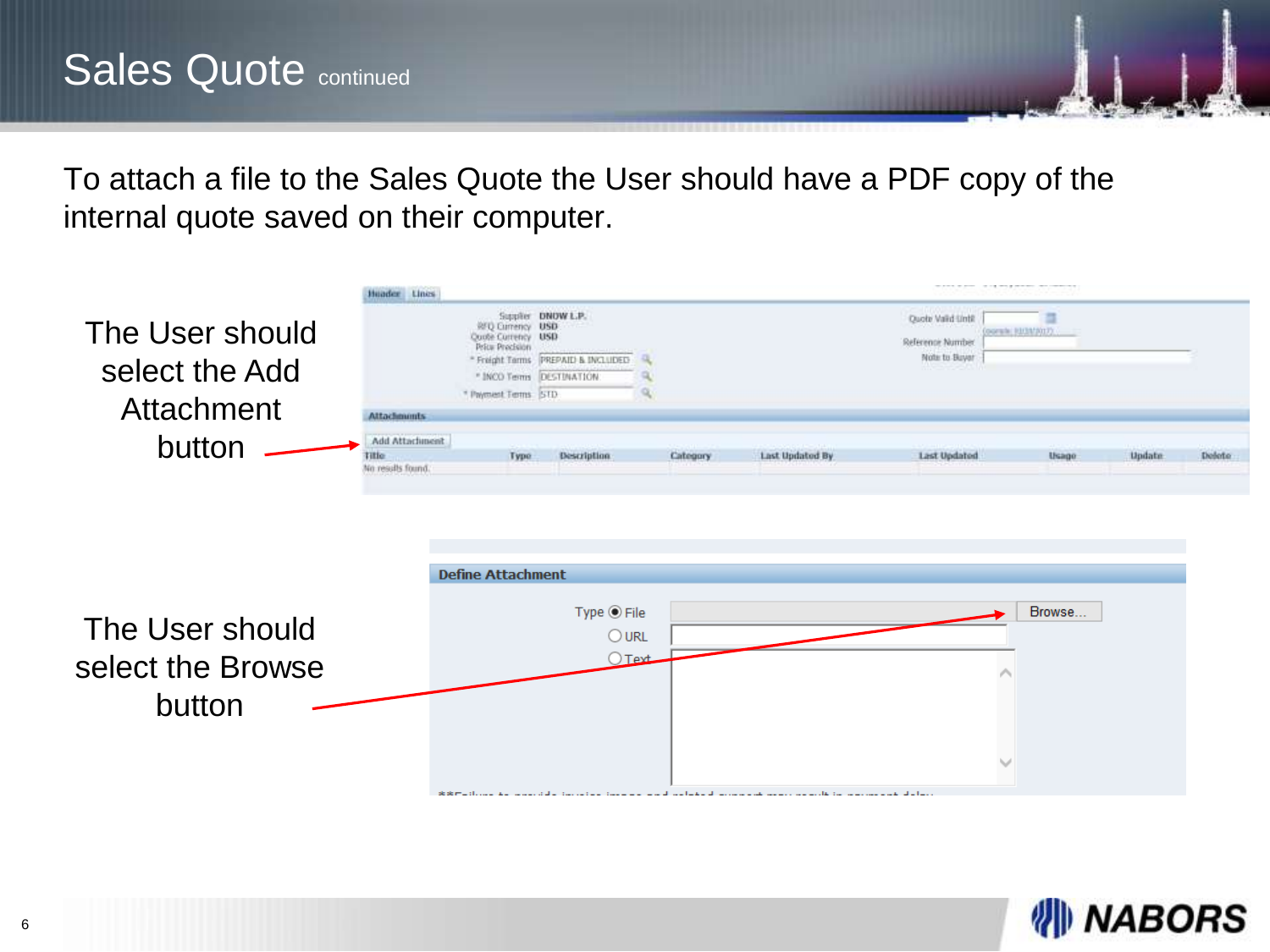# Sales Quote continued

To attach a file to the Sales Quote the User should have a PDF copy of the internal quote saved on their computer.

The User should select the Add Attachment button

The User should select the Browse button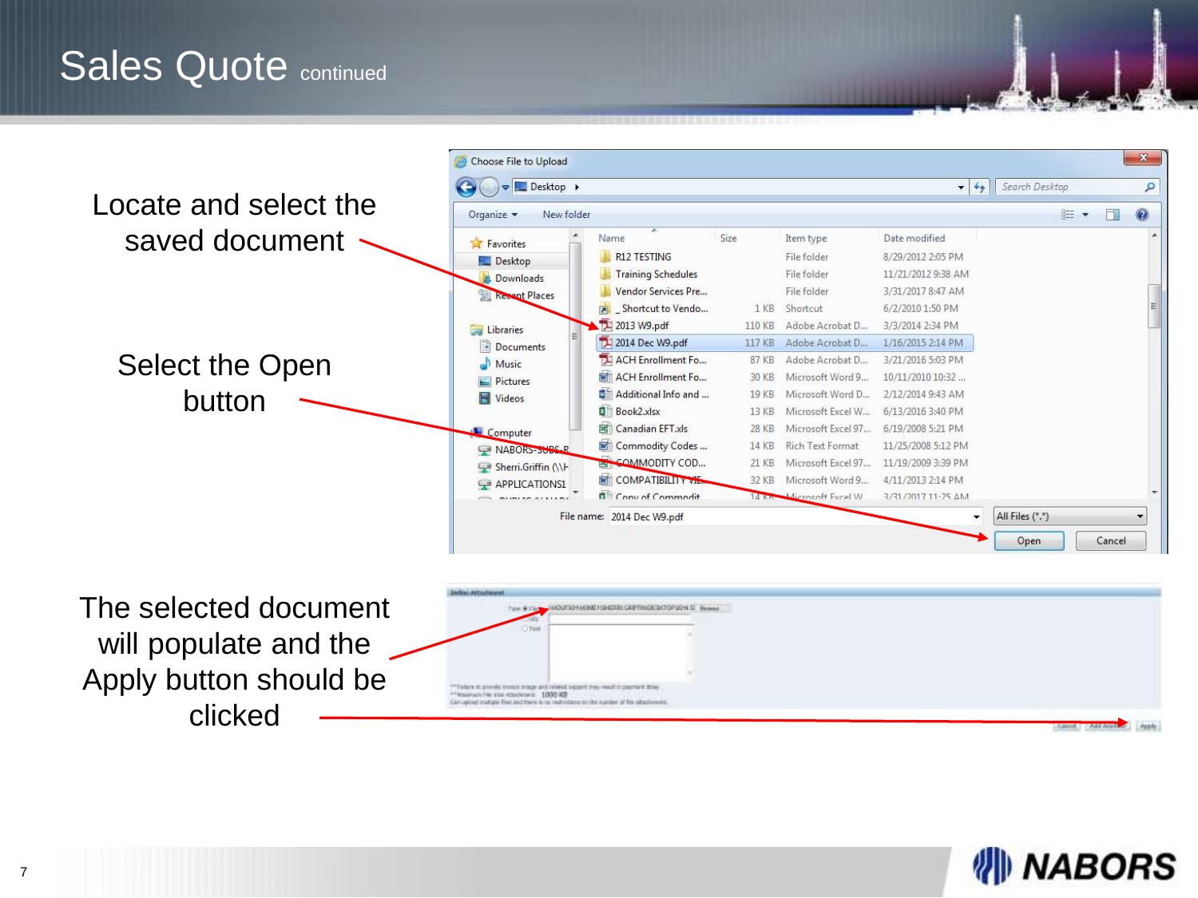# Sales Quote continued

Locate and select the saved document

Select the Open button

The selected document will populate and the Apply button should be clicked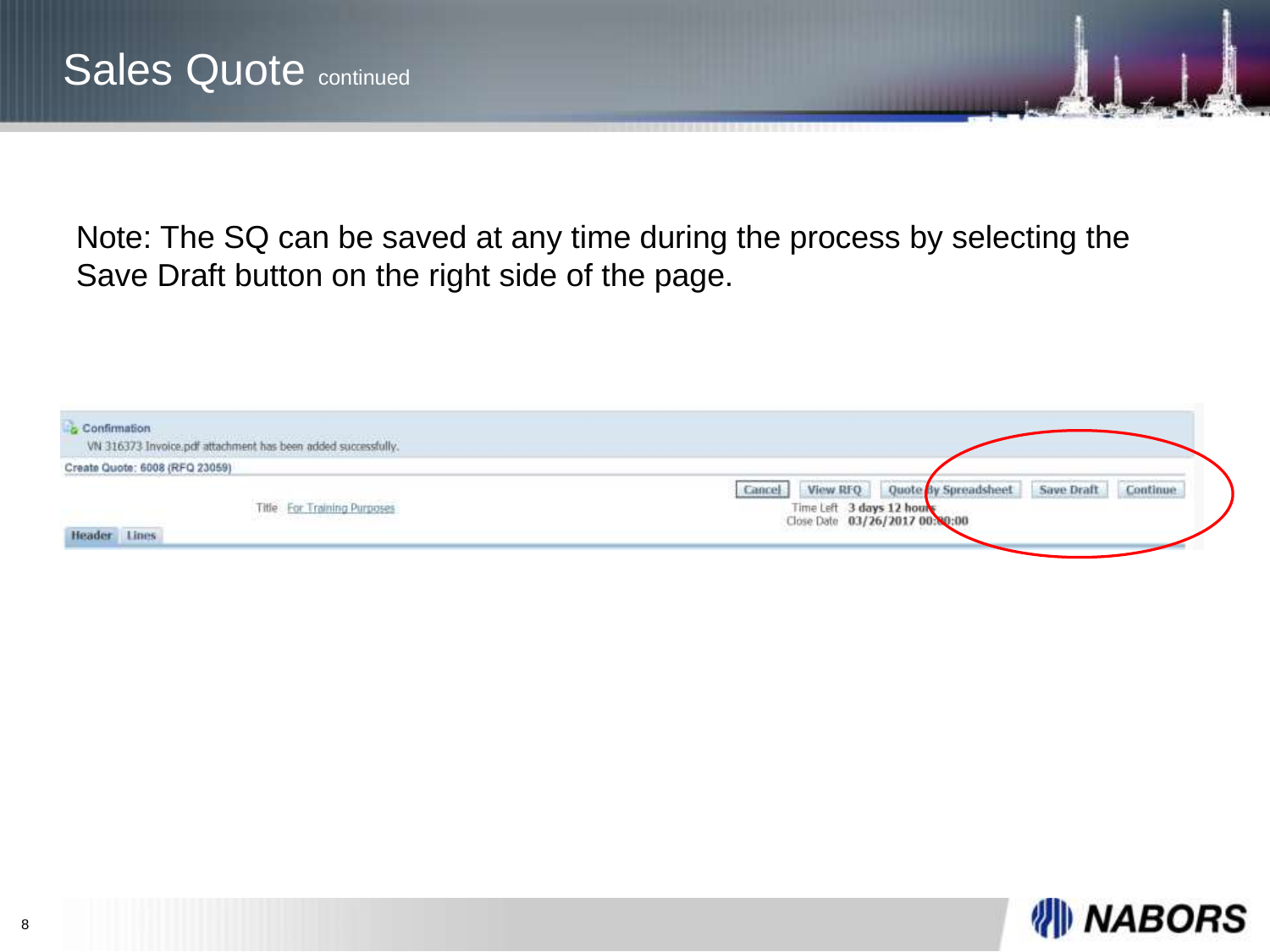# Sales Quote continued

Note: The SQ can be saved at any time during the process by selecting the Save Draft button on the right side of the page.

Confirmation

VN 316373 Invoice.pdf attachment has been added successfully.

Create Quote: 6008 (RFQ 23059)

Cancel | View RFQ | Quote By Spreadsheet | Save Draft | Continue

Title For Training Purposes

Time Left 3 days 12 hours

Close Date 03/26/2017 00:00:00

Header | Lines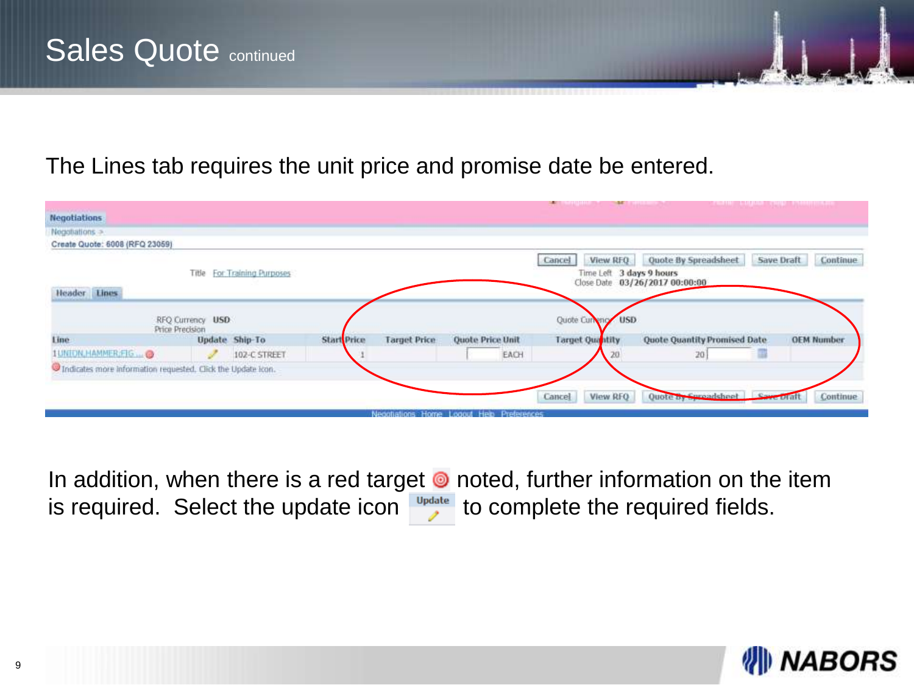# Sales Quote continued

The Lines tab requires the unit price and promise date be entered.

**Negotiations**

Negotiations >

**Create Quote: 6008 (RFQ 23059)**

Cancel | View RFQ | Quote By Spreadsheet | Save Draft | Continue

Title For Training Purposes

Time Left 3 days 9 hours
Close Date 03/26/2017 00:00:00

Header | Lines

RFQ Currency USD
Price Precision

Quote Currency USD

| Line | Update | Ship-To | Start Price | Target Price | Quote Price | Unit | Target Quantity | Quote Quantity | Promised Date | OEM Number |
|---|---|---|---|---|---|---|---|---|---|---|
| 1 UNION,HAMMER;FIG ... | | 102-C STREET | 1 | | | EACH | 20 | 20 | | |

Indicates more information requested. Click the Update icon.

Cancel | View RFQ | Quote By Spreadsheet | Save Draft | Continue

In addition, when there is a red target noted, further information on the item is required. Select the update icon Update to complete the required fields.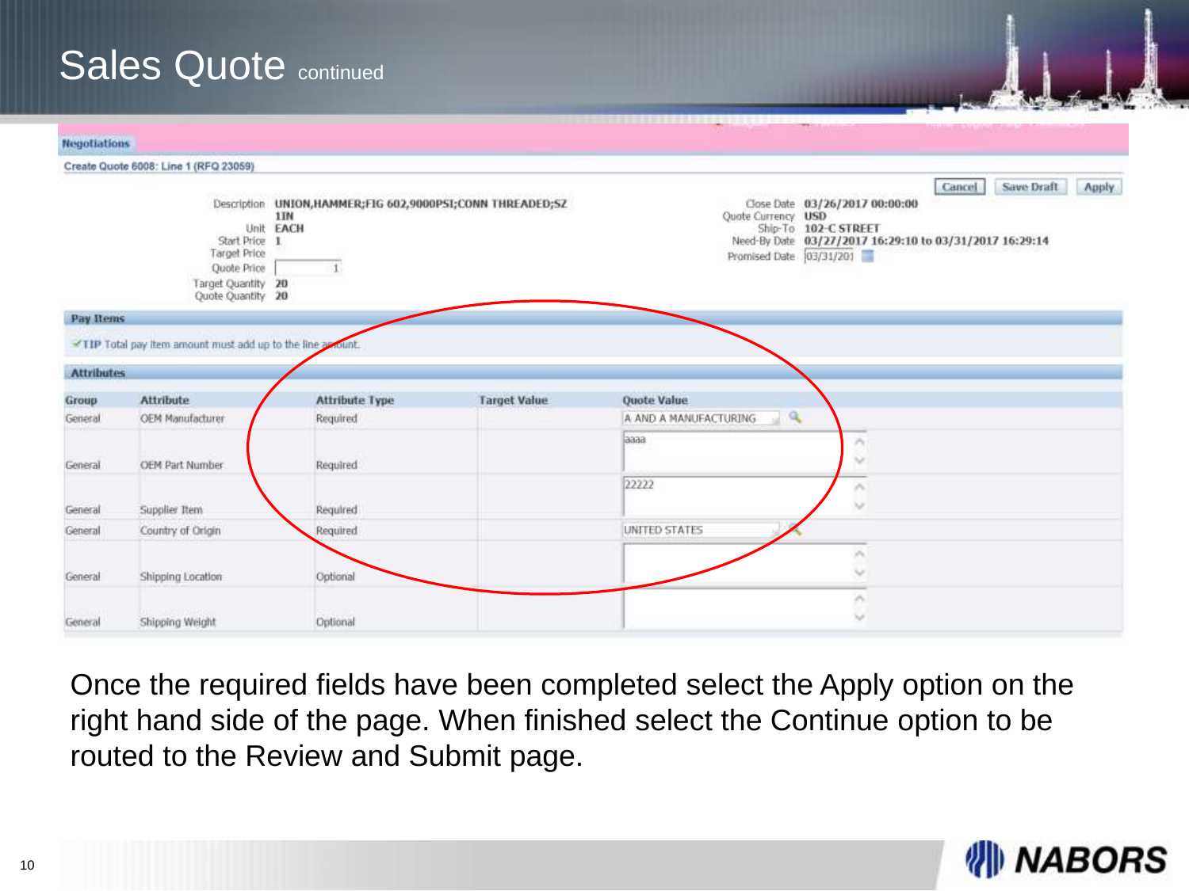# Sales Quote continued

**Negotiations**

Create Quote 6008: Line 1 (RFQ 23059)

Cancel | Save Draft | Apply

Description: UNION,HAMMER;FIG 602,9000PSI;CONN THREADED;SZ 1IN
Unit: EACH
Start Price: 1
Target Price:
Quote Price: 1
Target Quantity: 20
Quote Quantity: 20

Close Date: 03/26/2017 00:00:00
Quote Currency: USD
Ship-To: 102-C STREET
Need-By Date: 03/27/2017 16:29:10 to 03/31/2017 16:29:14
Promised Date: 03/31/201

**Pay Items**

TIP Total pay item amount must add up to the line amount.

**Attributes**

| Group | Attribute | Attribute Type | Target Value | Quote Value |
|---|---|---|---|---|
| General | OEM Manufacturer | Required | | A AND A MANUFACTURING |
| General | OEM Part Number | Required | | aaaa |
| General | Supplier Item | Required | | 22222 |
| General | Country of Origin | Required | | UNITED STATES |
| General | Shipping Location | Optional | | |
| General | Shipping Weight | Optional | | |

Once the required fields have been completed select the Apply option on the right hand side of the page. When finished select the Continue option to be routed to the Review and Submit page.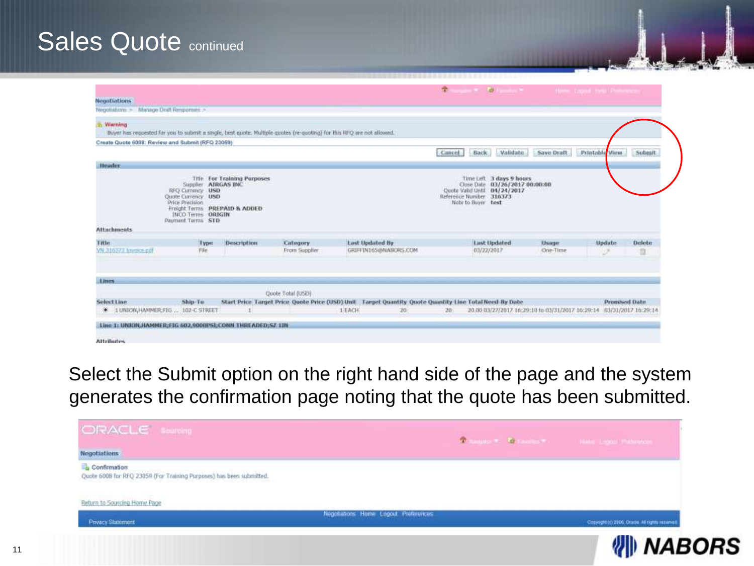# Sales Quote continued

**Negotiations**

Negotiations > Manage Draft Responses >

**Warning**

Buyer has requested for you to submit a single, best quote. Multiple quotes (re-quoting) for this RFQ are not allowed.

**Create Quote 6008: Review and Submit (RFQ 23059)**

Cancel | Back | Validate | Save Draft | Printable View | Submit

**Header**

| | | | |
|---|---|---|---|
| Title | For Training Purposes | Time Left | 3 days 9 hours |
| Supplier | AIRGAS INC | Close Date | 03/26/2017 00:00:00 |
| RFQ Currency | USD | Quote Valid Until | 04/24/2017 |
| Quote Currency | USD | Reference Number | 316373 |
| Price Precision | | Note to Buyer | test |
| Freight Terms | PREPAID & ADDED | | |
| INCO Terms | ORIGIN | | |
| Payment Terms | STD | | |

**Attachments**

| Title | Type | Description | Category | Last Updated By | Last Updated | Usage | Update | Delete |
|---|---|---|---|---|---|---|---|---|
| VN 316373 Invoice.pdf | File | | From Supplier | GRIFFIN165@NABORS.COM | 03/22/2017 | One-Time | | |

**Lines**

Quote Total (USD)

| Select | Line | Ship-To | Start Price | Target Price | Quote Price (USD) | Unit | Target Quantity | Quote Quantity | Line Total | Need-By Date | Promised Date |
|---|---|---|---|---|---|---|---|---|---|---|---|
| ◉ | 1 UNION,HAMMER;FIG ... | 102-C STREET | | | 1 | 1 EACH | 20 | 20 | 20.00 | 03/27/2017 16:29:10 to 03/31/2017 16:29:14 | 03/31/2017 16:29:14 |

**Line 1: UNION,HAMMER;FIG 602,9000PSI;CONN THREADED;SZ 1IN**

**Attributes**

Select the Submit option on the right hand side of the page and the system generates the confirmation page noting that the quote has been submitted.

ORACLE Sourcing

**Negotiations**

Confirmation

Quote 6008 for RFQ 23059 (For Training Purposes) has been submitted.

Return to Sourcing Home Page

Negotiations Home Logout Preferences

Privacy Statement

Copyright (c) 2006, Oracle. All rights reserved.